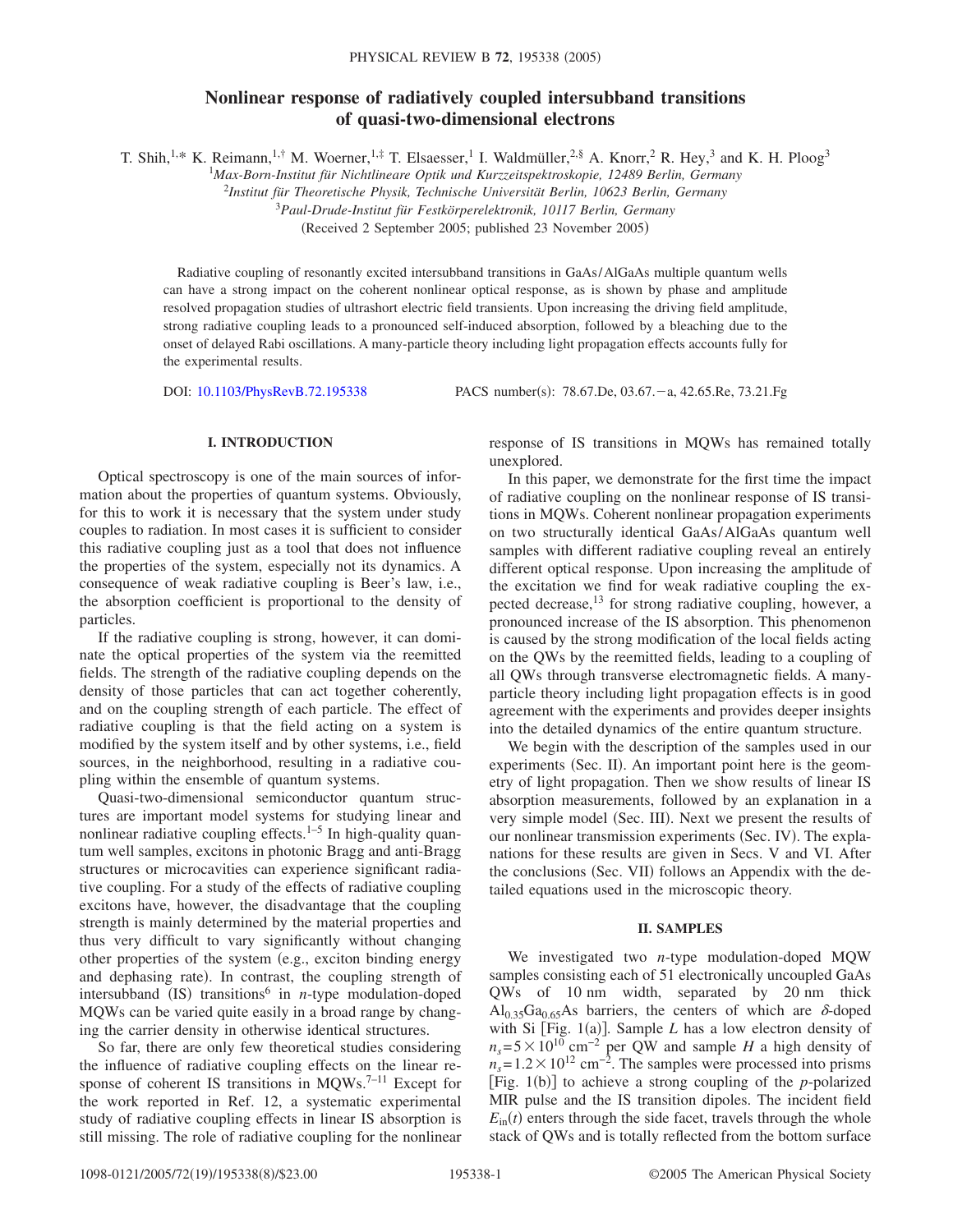# Nonlinear response of radiatively coupled intersubband transitions of quasi-two-dimensional electrons

T. Shih,[1,*] K. Reimann,[1,†] M. Woerner,[1,‡] T. Elsaesser,[1] I. Waldmüller,[2,§] A. Knorr,[2] R. Hey,[3] and K. H. Ploog[3]

[1] *Max-Born-Institut für Nichtlineare Optik und Kurzzeitspektroskopie, 12489 Berlin, Germany*
[2] *Institut für Theoretische Physik, Technische Universität Berlin, 10623 Berlin, Germany*
[3] *Paul-Drude-Institut für Festkörperelektronik, 10117 Berlin, Germany*

(Received 2 September 2005; published 23 November 2005)

Radiative coupling of resonantly excited intersubband transitions in GaAs/AlGaAs multiple quantum wells can have a strong impact on the coherent nonlinear optical response, as is shown by phase and amplitude resolved propagation studies of ultrashort electric field transients. Upon increasing the driving field amplitude, strong radiative coupling leads to a pronounced self-induced absorption, followed by a bleaching due to the onset of delayed Rabi oscillations. A many-particle theory including light propagation effects accounts fully for the experimental results.

DOI: 10.1103/PhysRevB.72.195338 PACS number(s): 78.67.De, 03.67.−a, 42.65.Re, 73.21.Fg

## I. INTRODUCTION

Optical spectroscopy is one of the main sources of information about the properties of quantum systems. Obviously, for this to work it is necessary that the system under study couples to radiation. In most cases it is sufficient to consider this radiative coupling just as a tool that does not influence the properties of the system, especially not its dynamics. A consequence of weak radiative coupling is Beer's law, i.e., the absorption coefficient is proportional to the density of particles.

If the radiative coupling is strong, however, it can dominate the optical properties of the system via the reemitted fields. The strength of the radiative coupling depends on the density of those particles that can act together coherently, and on the coupling strength of each particle. The effect of radiative coupling is that the field acting on a system is modified by the system itself and by other systems, i.e., field sources, in the neighborhood, resulting in a radiative coupling within the ensemble of quantum systems.

Quasi-two-dimensional semiconductor quantum structures are important model systems for studying linear and nonlinear radiative coupling effects.[1–5] In high-quality quantum well samples, excitons in photonic Bragg and anti-Bragg structures or microcavities can experience significant radiative coupling. For a study of the effects of radiative coupling excitons have, however, the disadvantage that the coupling strength is mainly determined by the material properties and thus very difficult to vary significantly without changing other properties of the system (e.g., exciton binding energy and dephasing rate). In contrast, the coupling strength of intersubband (IS) transitions[6] in *n*-type modulation-doped MQWs can be varied quite easily in a broad range by changing the carrier density in otherwise identical structures.

So far, there are only few theoretical studies considering the influence of radiative coupling effects on the linear response of coherent IS transitions in MQWs.[7–11] Except for the work reported in Ref. 12, a systematic experimental study of radiative coupling effects in linear IS absorption is still missing. The role of radiative coupling for the nonlinear response of IS transitions in MQWs has remained totally unexplored.

In this paper, we demonstrate for the first time the impact of radiative coupling on the nonlinear response of IS transitions in MQWs. Coherent nonlinear propagation experiments on two structurally identical GaAs/AlGaAs quantum well samples with different radiative coupling reveal an entirely different optical response. Upon increasing the amplitude of the excitation we find for weak radiative coupling the expected decrease,[13] for strong radiative coupling, however, a pronounced increase of the IS absorption. This phenomenon is caused by the strong modification of the local fields acting on the QWs by the reemitted fields, leading to a coupling of all QWs through transverse electromagnetic fields. A many-particle theory including light propagation effects is in good agreement with the experiments and provides deeper insights into the detailed dynamics of the entire quantum structure.

We begin with the description of the samples used in our experiments (Sec. II). An important point here is the geometry of light propagation. Then we show results of linear IS absorption measurements, followed by an explanation in a very simple model (Sec. III). Next we present the results of our nonlinear transmission experiments (Sec. IV). The explanations for these results are given in Secs. V and VI. After the conclusions (Sec. VII) follows an Appendix with the detailed equations used in the microscopic theory.

## II. SAMPLES

We investigated two *n*-type modulation-doped MQW samples consisting each of 51 electronically uncoupled GaAs QWs of 10 nm width, separated by 20 nm thick $Al_{0.35}Ga_{0.65}As$ barriers, the centers of which are $\delta$-doped with Si [Fig. 1(a)]. Sample *L* has a low electron density of $n_s = 5 \times 10^{10}$ cm$^{-2}$ per QW and sample *H* a high density of $n_s = 1.2 \times 10^{12}$ cm$^{-2}$. The samples were processed into prisms [Fig. 1(b)] to achieve a strong coupling of the *p*-polarized MIR pulse and the IS transition dipoles. The incident field $E_{in}(t)$ enters through the side facet, travels through the whole stack of QWs and is totally reflected from the bottom surface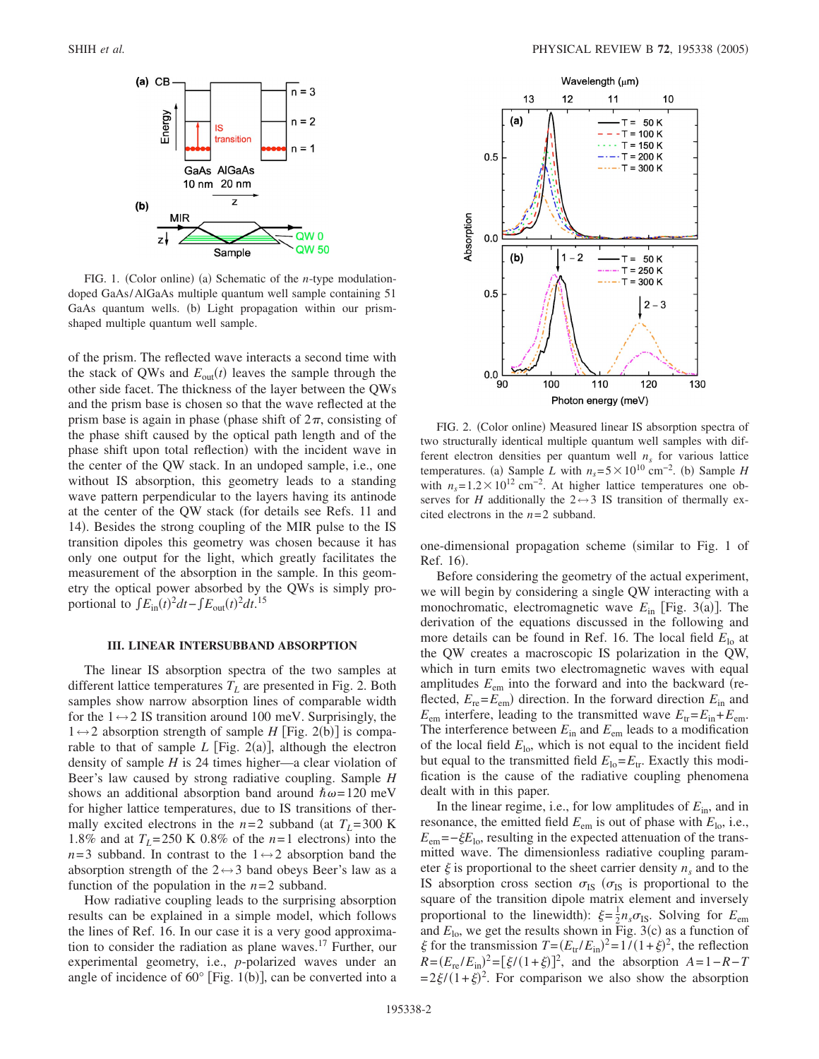FIG. 1. (Color online) (a) Schematic of the $n$-type modulation-doped GaAs/AlGaAs multiple quantum well sample containing 51 GaAs quantum wells. (b) Light propagation within our prism-shaped multiple quantum well sample.

of the prism. The reflected wave interacts a second time with the stack of QWs and $E_{out}(t)$ leaves the sample through the other side facet. The thickness of the layer between the QWs and the prism base is chosen so that the wave reflected at the prism base is again in phase (phase shift of $2\pi$, consisting of the phase shift caused by the optical path length and of the phase shift upon total reflection) with the incident wave in the center of the QW stack. In an undoped sample, i.e., one without IS absorption, this geometry leads to a standing wave pattern perpendicular to the layers having its antinode at the center of the QW stack (for details see Refs. 11 and 14). Besides the strong coupling of the MIR pulse to the IS transition dipoles this geometry was chosen because it has only one output for the light, which greatly facilitates the measurement of the absorption in the sample. In this geometry the optical power absorbed by the QWs is simply proportional to $\int E_{in}(t)^2 dt - \int E_{out}(t)^2 dt$.[15]

### III. LINEAR INTERSUBBAND ABSORPTION

The linear IS absorption spectra of the two samples at different lattice temperatures $T_L$ are presented in Fig. 2. Both samples show narrow absorption lines of comparable width for the $1 \leftrightarrow 2$ IS transition around 100 meV. Surprisingly, the $1 \leftrightarrow 2$ absorption strength of sample $H$ [Fig. 2(b)] is comparable to that of sample $L$ [Fig. 2(a)], although the electron density of sample $H$ is 24 times higher—a clear violation of Beer's law caused by strong radiative coupling. Sample $H$ shows an additional absorption band around $\hbar\omega = 120$ meV for higher lattice temperatures, due to IS transitions of thermally excited electrons in the $n=2$ subband (at $T_L = 300$ K 1.8% and at $T_L = 250$ K 0.8% of the $n=1$ electrons) into the $n=3$ subband. In contrast to the $1 \leftrightarrow 2$ absorption band the absorption strength of the $2 \leftrightarrow 3$ band obeys Beer's law as a function of the population in the $n=2$ subband.

How radiative coupling leads to the surprising absorption results can be explained in a simple model, which follows the lines of Ref. 16. In our case it is a very good approximation to consider the radiation as plane waves.[17] Further, our experimental geometry, i.e., $p$-polarized waves under an angle of incidence of 60° [Fig. 1(b)], can be converted into a

FIG. 2. (Color online) Measured linear IS absorption spectra of two structurally identical multiple quantum well samples with different electron densities per quantum well $n_s$ for various lattice temperatures. (a) Sample $L$ with $n_s = 5 \times 10^{10}$ cm$^{-2}$. (b) Sample $H$ with $n_s = 1.2 \times 10^{12}$ cm$^{-2}$. At higher lattice temperatures one observes for $H$ additionally the $2 \leftrightarrow 3$ IS transition of thermally excited electrons in the $n=2$ subband.

one-dimensional propagation scheme (similar to Fig. 1 of Ref. 16).

Before considering the geometry of the actual experiment, we will begin by considering a single QW interacting with a monochromatic, electromagnetic wave $E_{in}$ [Fig. 3(a)]. The derivation of the equations discussed in the following and more details can be found in Ref. 16. The local field $E_{lo}$ at the QW creates a macroscopic IS polarization in the QW, which in turn emits two electromagnetic waves with equal amplitudes $E_{em}$ into the forward and into the backward (reflected, $E_{re} = E_{em}$) direction. In the forward direction $E_{in}$ and $E_{em}$ interfere, leading to the transmitted wave $E_{tr} = E_{in} + E_{em}$. The interference between $E_{in}$ and $E_{em}$ leads to a modification of the local field $E_{lo}$, which is not equal to the incident field but equal to the transmitted field $E_{lo} = E_{tr}$. Exactly this modification is the cause of the radiative coupling phenomena dealt with in this paper.

In the linear regime, i.e., for low amplitudes of $E_{in}$, and in resonance, the emitted field $E_{em}$ is out of phase with $E_{lo}$, i.e., $E_{em} = -\xi E_{lo}$, resulting in the expected attenuation of the transmitted wave. The dimensionless radiative coupling parameter $\xi$ is proportional to the sheet carrier density $n_s$ and to the IS absorption cross section $\sigma_{IS}$ ($\sigma_{IS}$ is proportional to the square of the transition dipole matrix element and inversely proportional to the linewidth): $\xi = \frac{1}{2} n_s \sigma_{IS}$. Solving for $E_{em}$ and $E_{lo}$, we get the results shown in Fig. 3(c) as a function of $\xi$ for the transmission $T = (E_{tr}/E_{in})^2 = 1/(1+\xi)^2$, the reflection $R = (E_{re}/E_{in})^2 = [\xi/(1+\xi)]^2$, and the absorption $A = 1 - R - T = 2\xi/(1+\xi)^2$. For comparison we also show the absorption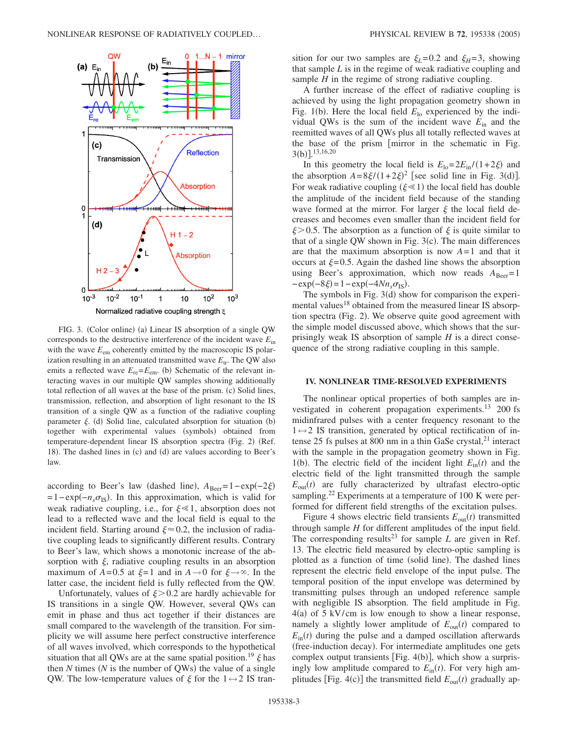FIG. 3. (Color online) (a) Linear IS absorption of a single QW corresponds to the destructive interference of the incident wave $E_{\text{in}}$ with the wave $E_{\text{em}}$ coherently emitted by the macroscopic IS polarization resulting in an attenuated transmitted wave $E_{\text{tr}}$. The QW also emits a reflected wave $E_{\text{re}}=E_{\text{em}}$. (b) Schematic of the relevant interacting waves in our multiple QW samples showing additionally total reflection of all waves at the base of the prism. (c) Solid lines, transmission, reflection, and absorption of light resonant to the IS transition of a single QW as a function of the radiative coupling parameter $\xi$. (d) Solid line, calculated absorption for situation (b) together with experimental values (symbols) obtained from temperature-dependent linear IS absorption spectra (Fig. 2) (Ref. 18). The dashed lines in (c) and (d) are values according to Beer's law.

according to Beer's law (dashed line), $A_{\text{Beer}}=1-\exp(-2\xi)=1-\exp(-n_s\sigma_{\text{IS}})$. In this approximation, which is valid for weak radiative coupling, i.e., for $\xi \ll 1$, absorption does not lead to a reflected wave and the local field is equal to the incident field. Starting around $\xi \approx 0.2$, the inclusion of radiative coupling leads to significantly different results. Contrary to Beer's law, which shows a monotonic increase of the absorption with $\xi$, radiative coupling results in an absorption maximum of $A=0.5$ at $\xi=1$ and in $A \to 0$ for $\xi \to \infty$. In the latter case, the incident field is fully reflected from the QW.

Unfortunately, values of $\xi > 0.2$ are hardly achievable for IS transitions in a single QW. However, several QWs can emit in phase and thus act together if their distances are small compared to the wavelength of the transition. For simplicity we will assume here perfect constructive interference of all waves involved, which corresponds to the hypothetical situation that all QWs are at the same spatial position.[19] $\xi$ has then $N$ times ($N$ is the number of QWs) the value of a single QW. The low-temperature values of $\xi$ for the $1 \leftrightarrow 2$ IS transition for our two samples are $\xi_L=0.2$ and $\xi_H=3$, showing that sample $L$ is in the regime of weak radiative coupling and sample $H$ in the regime of strong radiative coupling.

A further increase of the effect of radiative coupling is achieved by using the light propagation geometry shown in Fig. 1(b). Here the local field $E_{\text{lo}}$ experienced by the individual QWs is the sum of the incident wave $E_{\text{in}}$ and the reemitted waves of all QWs plus all totally reflected waves at the base of the prism [mirror in the schematic in Fig. 3(b)].[13,16,20]

In this geometry the local field is $E_{\text{lo}}=2E_{\text{in}}/(1+2\xi)$ and the absorption $A=8\xi/(1+2\xi)^2$ [see solid line in Fig. 3(d)]. For weak radiative coupling ($\xi \ll 1$) the local field has double the amplitude of the incident field because of the standing wave formed at the mirror. For larger $\xi$ the local field decreases and becomes even smaller than the incident field for $\xi > 0.5$. The absorption as a function of $\xi$ is quite similar to that of a single QW shown in Fig. 3(c). The main differences are that the maximum absorption is now $A=1$ and that it occurs at $\xi=0.5$. Again the dashed line shows the absorption using Beer's approximation, which now reads $A_{\text{Beer}}=1-\exp(-8\xi)=1-\exp(-4Nn_s\sigma_{\text{IS}})$.

The symbols in Fig. 3(d) show for comparison the experimental values[18] obtained from the measured linear IS absorption spectra (Fig. 2). We observe quite good agreement with the simple model discussed above, which shows that the surprisingly weak IS absorption of sample $H$ is a direct consequence of the strong radiative coupling in this sample.

## IV. NONLINEAR TIME-RESOLVED EXPERIMENTS

The nonlinear optical properties of both samples are investigated in coherent propagation experiments.[13] 200 fs midinfrared pulses with a center frequency resonant to the $1 \leftrightarrow 2$ IS transition, generated by optical rectification of intense 25 fs pulses at 800 nm in a thin GaSe crystal,[21] interact with the sample in the propagation geometry shown in Fig. 1(b). The electric field of the incident light $E_{\text{in}}(t)$ and the electric field of the light transmitted through the sample $E_{\text{out}}(t)$ are fully characterized by ultrafast electro-optic sampling.[22] Experiments at a temperature of 100 K were performed for different field strengths of the excitation pulses.

Figure 4 shows electric field transients $E_{\text{out}}(t)$ transmitted through sample $H$ for different amplitudes of the input field. The corresponding results[23] for sample $L$ are given in Ref. 13. The electric field measured by electro-optic sampling is plotted as a function of time (solid line). The dashed lines represent the electric field envelope of the input pulse. The temporal position of the input envelope was determined by transmitting pulses through an undoped reference sample with negligible IS absorption. The field amplitude in Fig. 4(a) of 5 kV/cm is low enough to show a linear response, namely a slightly lower amplitude of $E_{\text{out}}(t)$ compared to $E_{\text{in}}(t)$ during the pulse and a damped oscillation afterwards (free-induction decay). For intermediate amplitudes one gets complex output transients [Fig. 4(b)], which show a surprisingly low amplitude compared to $E_{\text{in}}(t)$. For very high amplitudes [Fig. 4(c)] the transmitted field $E_{\text{out}}(t)$ gradually ap-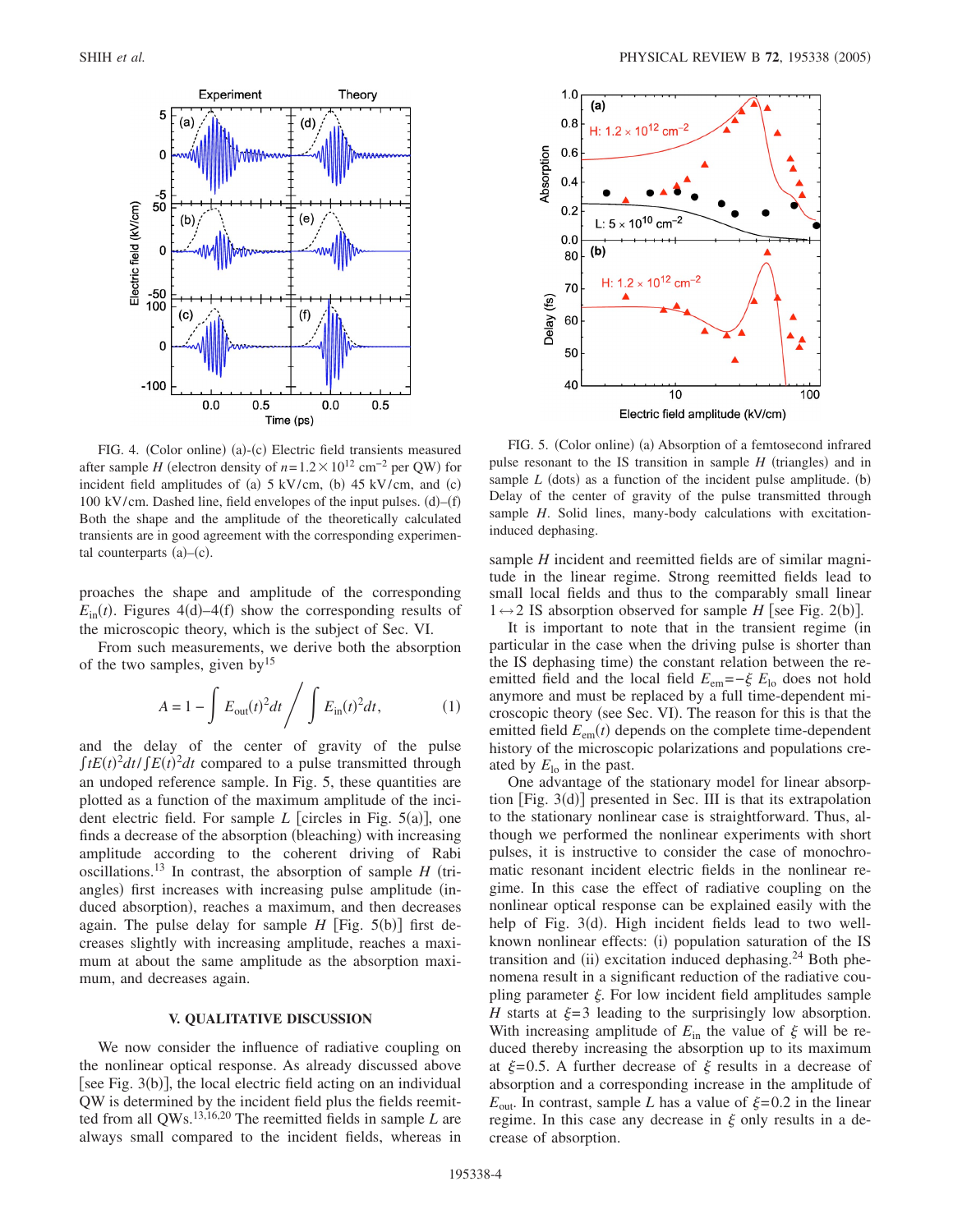FIG. 4. (Color online) (a)-(c) Electric field transients measured after sample $H$ (electron density of $n=1.2\times10^{12}$ cm$^{-2}$ per QW) for incident field amplitudes of (a) 5 kV/cm, (b) 45 kV/cm, and (c) 100 kV/cm. Dashed line, field envelopes of the input pulses. (d)–(f) Both the shape and the amplitude of the theoretically calculated transients are in good agreement with the corresponding experimental counterparts (a)–(c).

FIG. 5. (Color online) (a) Absorption of a femtosecond infrared pulse resonant to the IS transition in sample $H$ (triangles) and in sample $L$ (dots) as a function of the incident pulse amplitude. (b) Delay of the center of gravity of the pulse transmitted through sample $H$. Solid lines, many-body calculations with excitation-induced dephasing.

proaches the shape and amplitude of the corresponding $E_{\mathrm{in}}(t)$. Figures 4(d)–4(f) show the corresponding results of the microscopic theory, which is the subject of Sec. VI.

From such measurements, we derive both the absorption of the two samples, given by[15]

$$A = 1 - \int E_{\mathrm{out}}(t)^2 dt \bigg/ \int E_{\mathrm{in}}(t)^2 dt, \tag{1}$$

and the delay of the center of gravity of the pulse $\int tE(t)^2 dt / \int E(t)^2 dt$ compared to a pulse transmitted through an undoped reference sample. In Fig. 5, these quantities are plotted as a function of the maximum amplitude of the incident electric field. For sample $L$ [circles in Fig. 5(a)], one finds a decrease of the absorption (bleaching) with increasing amplitude according to the coherent driving of Rabi oscillations.[13] In contrast, the absorption of sample $H$ (triangles) first increases with increasing pulse amplitude (induced absorption), reaches a maximum, and then decreases again. The pulse delay for sample $H$ [Fig. 5(b)] first decreases slightly with increasing amplitude, reaches a maximum at about the same amplitude as the absorption maximum, and decreases again.

## V. QUALITATIVE DISCUSSION

We now consider the influence of radiative coupling on the nonlinear optical response. As already discussed above [see Fig. 3(b)], the local electric field acting on an individual QW is determined by the incident field plus the fields reemitted from all QWs.[13,16,20] The reemitted fields in sample $L$ are always small compared to the incident fields, whereas in sample $H$ incident and reemitted fields are of similar magnitude in the linear regime. Strong reemitted fields lead to small local fields and thus to the comparably small linear $1\leftrightarrow2$ IS absorption observed for sample $H$ [see Fig. 2(b)].

It is important to note that in the transient regime (in particular in the case when the driving pulse is shorter than the IS dephasing time) the constant relation between the reemitted field and the local field $E_{\mathrm{em}}=-\xi\, E_{\mathrm{lo}}$ does not hold anymore and must be replaced by a full time-dependent microscopic theory (see Sec. VI). The reason for this is that the emitted field $E_{\mathrm{em}}(t)$ depends on the complete time-dependent history of the microscopic polarizations and populations created by $E_{\mathrm{lo}}$ in the past.

One advantage of the stationary model for linear absorption [Fig. 3(d)] presented in Sec. III is that its extrapolation to the stationary nonlinear case is straightforward. Thus, although we performed the nonlinear experiments with short pulses, it is instructive to consider the case of monochromatic resonant incident electric fields in the nonlinear regime. In this case the effect of radiative coupling on the nonlinear optical response can be explained easily with the help of Fig. 3(d). High incident fields lead to two well-known nonlinear effects: (i) population saturation of the IS transition and (ii) excitation induced dephasing.[24] Both phenomena result in a significant reduction of the radiative coupling parameter $\xi$. For low incident field amplitudes sample $H$ starts at $\xi=3$ leading to the surprisingly low absorption. With increasing amplitude of $E_{\mathrm{in}}$ the value of $\xi$ will be reduced thereby increasing the absorption up to its maximum at $\xi=0.5$. A further decrease of $\xi$ results in a decrease of absorption and a corresponding increase in the amplitude of $E_{\mathrm{out}}$. In contrast, sample $L$ has a value of $\xi=0.2$ in the linear regime. In this case any decrease in $\xi$ only results in a decrease of absorption.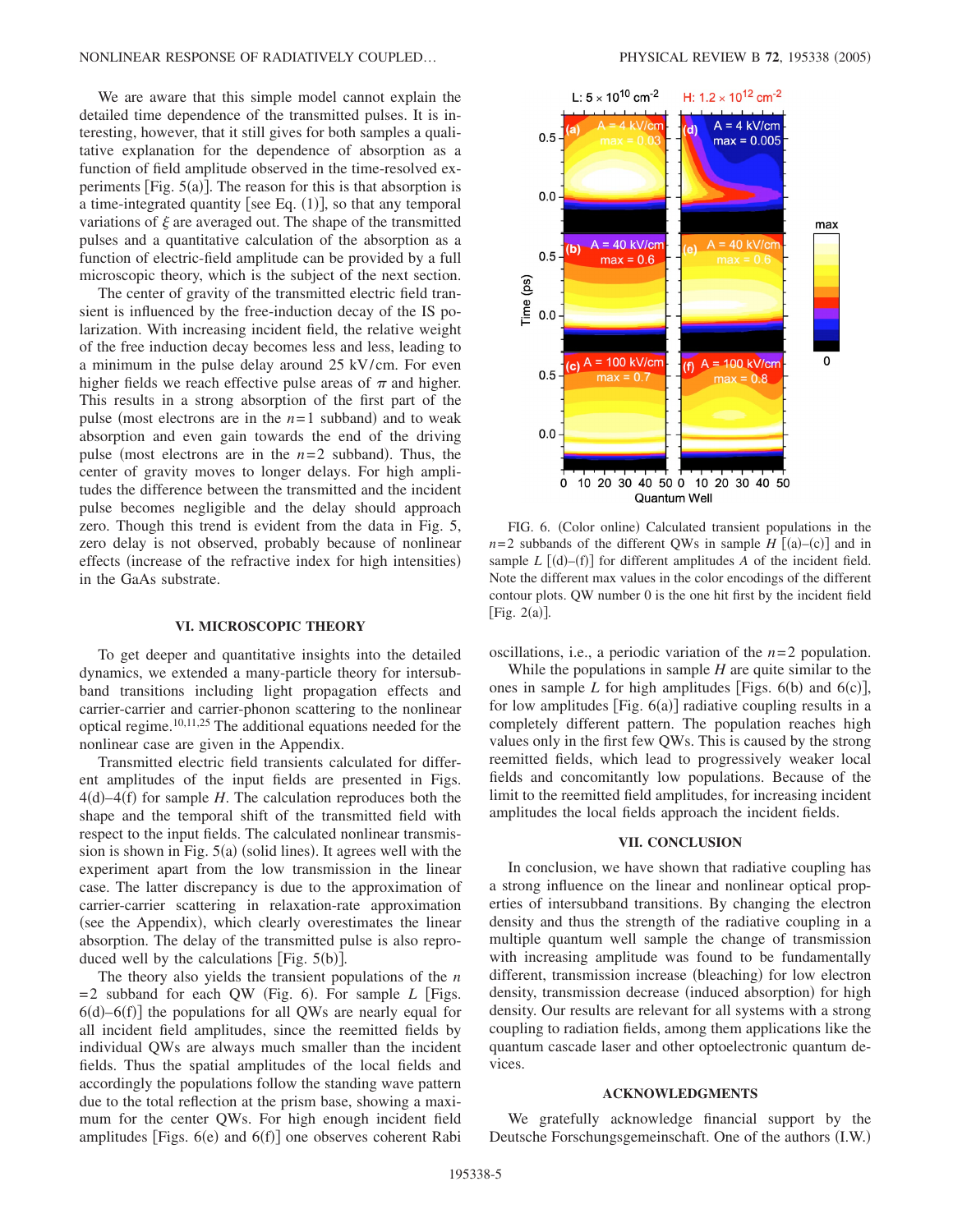We are aware that this simple model cannot explain the detailed time dependence of the transmitted pulses. It is interesting, however, that it still gives for both samples a qualitative explanation for the dependence of absorption as a function of field amplitude observed in the time-resolved experiments [Fig. 5(a)]. The reason for this is that absorption is a time-integrated quantity [see Eq. (1)], so that any temporal variations of $\xi$ are averaged out. The shape of the transmitted pulses and a quantitative calculation of the absorption as a function of electric-field amplitude can be provided by a full microscopic theory, which is the subject of the next section.

The center of gravity of the transmitted electric field transient is influenced by the free-induction decay of the IS polarization. With increasing incident field, the relative weight of the free induction decay becomes less and less, leading to a minimum in the pulse delay around 25 kV/cm. For even higher fields we reach effective pulse areas of $\pi$ and higher. This results in a strong absorption of the first part of the pulse (most electrons are in the $n=1$ subband) and to weak absorption and even gain towards the end of the driving pulse (most electrons are in the $n=2$ subband). Thus, the center of gravity moves to longer delays. For high amplitudes the difference between the transmitted and the incident pulse becomes negligible and the delay should approach zero. Though this trend is evident from the data in Fig. 5, zero delay is not observed, probably because of nonlinear effects (increase of the refractive index for high intensities) in the GaAs substrate.

## VI. MICROSCOPIC THEORY

To get deeper and quantitative insights into the detailed dynamics, we extended a many-particle theory for intersubband transitions including light propagation effects and carrier-carrier and carrier-phonon scattering to the nonlinear optical regime.[10,11,25] The additional equations needed for the nonlinear case are given in the Appendix.

Transmitted electric field transients calculated for different amplitudes of the input fields are presented in Figs. 4(d)–4(f) for sample $H$. The calculation reproduces both the shape and the temporal shift of the transmitted field with respect to the input fields. The calculated nonlinear transmission is shown in Fig. 5(a) (solid lines). It agrees well with the experiment apart from the low transmission in the linear case. The latter discrepancy is due to the approximation of carrier-carrier scattering in relaxation-rate approximation (see the Appendix), which clearly overestimates the linear absorption. The delay of the transmitted pulse is also reproduced well by the calculations [Fig. 5(b)].

The theory also yields the transient populations of the $n=2$ subband for each QW (Fig. 6). For sample $L$ [Figs. 6(d)–6(f)] the populations for all QWs are nearly equal for all incident field amplitudes, since the reemitted fields by individual QWs are always much smaller than the incident fields. Thus the spatial amplitudes of the local fields and accordingly the populations follow the standing wave pattern due to the total reflection at the prism base, showing a maximum for the center QWs. For high enough incident field amplitudes [Figs. 6(e) and 6(f)] one observes coherent Rabi oscillations, i.e., a periodic variation of the $n=2$ population.

FIG. 6. (Color online) Calculated transient populations in the $n=2$ subbands of the different QWs in sample $H$ [(a)–(c)] and in sample $L$ [(d)–(f)] for different amplitudes $A$ of the incident field. Note the different max values in the color encodings of the different contour plots. QW number 0 is the one hit first by the incident field [Fig. 2(a)].

While the populations in sample $H$ are quite similar to the ones in sample $L$ for high amplitudes [Figs. 6(b) and 6(c)], for low amplitudes [Fig. 6(a)] radiative coupling results in a completely different pattern. The population reaches high values only in the first few QWs. This is caused by the strong reemitted fields, which lead to progressively weaker local fields and concomitantly low populations. Because of the limit to the reemitted field amplitudes, for increasing incident amplitudes the local fields approach the incident fields.

## VII. CONCLUSION

In conclusion, we have shown that radiative coupling has a strong influence on the linear and nonlinear optical properties of intersubband transitions. By changing the electron density and thus the strength of the radiative coupling in a multiple quantum well sample the change of transmission with increasing amplitude was found to be fundamentally different, transmission increase (bleaching) for low electron density, transmission decrease (induced absorption) for high density. Our results are relevant for all systems with a strong coupling to radiation fields, among them applications like the quantum cascade laser and other optoelectronic quantum devices.

## ACKNOWLEDGMENTS

We gratefully acknowledge financial support by the Deutsche Forschungsgemeinschaft. One of the authors (I.W.)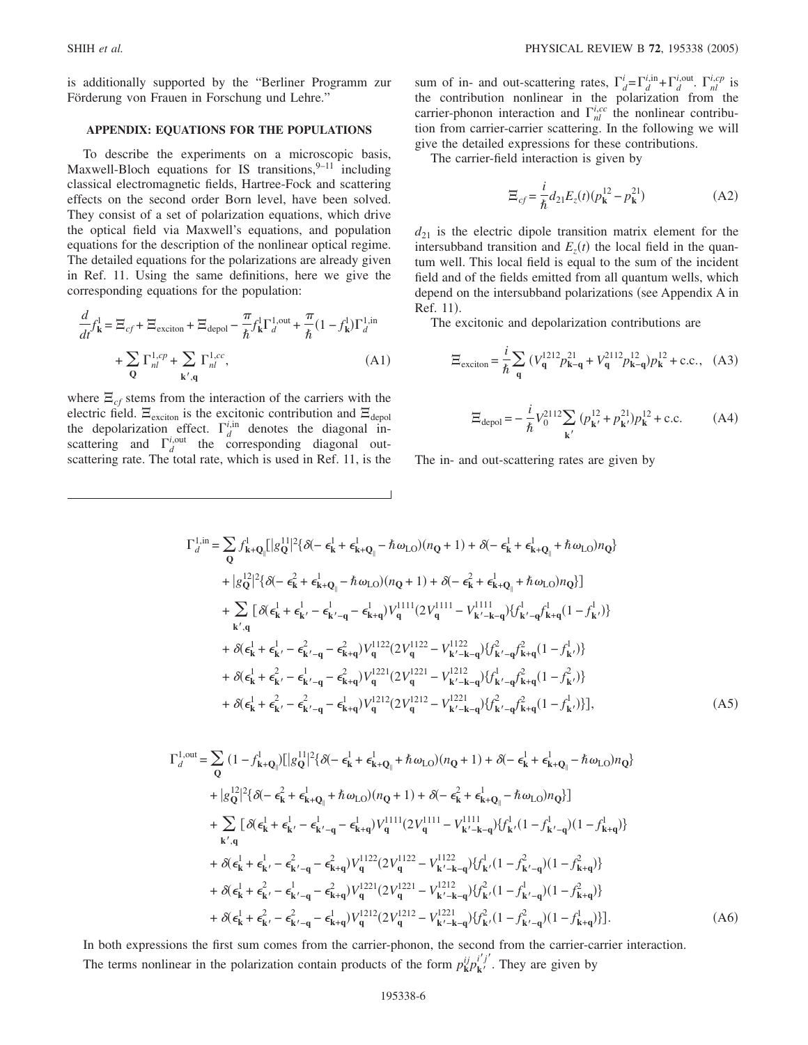is additionally supported by the "Berliner Programm zur Förderung von Frauen in Forschung und Lehre."

### APPENDIX: EQUATIONS FOR THE POPULATIONS

To describe the experiments on a microscopic basis, Maxwell-Bloch equations for IS transitions,[9–11] including classical electromagnetic fields, Hartree-Fock and scattering effects on the second order Born level, have been solved. They consist of a set of polarization equations, which drive the optical field via Maxwell's equations, and population equations for the description of the nonlinear optical regime. The detailed equations for the polarizations are already given in Ref. 11. Using the same definitions, here we give the corresponding equations for the population:

$$\frac{d}{dt}f_{\mathbf{k}}^{1} = \Xi_{cf} + \Xi_{\mathrm{exciton}} + \Xi_{\mathrm{depol}} - \frac{\pi}{\hbar}f_{\mathbf{k}}^{1}\Gamma_{d}^{1,\mathrm{out}} + \frac{\pi}{\hbar}(1-f_{\mathbf{k}}^{1})\Gamma_{d}^{1,\mathrm{in}} + \sum_{\mathbf{Q}}\Gamma_{nl}^{1,cp} + \sum_{\mathbf{k}',\mathbf{q}}\Gamma_{nl}^{1,cc}, \tag{A1}$$

where $\Xi_{cf}$ stems from the interaction of the carriers with the electric field. $\Xi_{\mathrm{exciton}}$ is the excitonic contribution and $\Xi_{\mathrm{depol}}$ the depolarization effect. $\Gamma_{d}^{i,\mathrm{in}}$ denotes the diagonal in-scattering and $\Gamma_{d}^{i,\mathrm{out}}$ the corresponding diagonal out-scattering rate. The total rate, which is used in Ref. 11, is the sum of in- and out-scattering rates, $\Gamma_{d}^{i}=\Gamma_{d}^{i,\mathrm{in}}+\Gamma_{d}^{i,\mathrm{out}}$. $\Gamma_{nl}^{i,cp}$ is the contribution nonlinear in the polarization from the carrier-phonon interaction and $\Gamma_{nl}^{i,cc}$ the nonlinear contribution from carrier-carrier scattering. In the following we will give the detailed expressions for these contributions.

The carrier-field interaction is given by

$$\Xi_{cf} = \frac{i}{\hbar}d_{21}E_{z}(t)(p_{\mathbf{k}}^{12}-p_{\mathbf{k}}^{21}) \tag{A2}$$

$d_{21}$ is the electric dipole transition matrix element for the intersubband transition and $E_{z}(t)$ the local field in the quantum well. This local field is equal to the sum of the incident field and of the fields emitted from all quantum wells, which depend on the intersubband polarizations (see Appendix A in Ref. 11).

The excitonic and depolarization contributions are

$$\Xi_{\mathrm{exciton}} = \frac{i}{\hbar}\sum_{\mathbf{q}}(V_{\mathbf{q}}^{1212}p_{\mathbf{k-q}}^{21} + V_{\mathbf{q}}^{2112}p_{\mathbf{k-q}}^{12})p_{\mathbf{k}}^{12} + \mathrm{c.c.}, \tag{A3}$$

$$\Xi_{\mathrm{depol}} = -\frac{i}{\hbar}V_{0}^{2112}\sum_{\mathbf{k}'}(p_{\mathbf{k}'}^{12}+p_{\mathbf{k}'}^{21})p_{\mathbf{k}}^{12} + \mathrm{c.c.} \tag{A4}$$

The in- and out-scattering rates are given by

$$\begin{aligned}
\Gamma_{d}^{1,\mathrm{in}} = {} & \sum_{\mathbf{Q}} f_{\mathbf{k}+\mathbf{Q}_{\parallel}}^{1}\big[|g_{\mathbf{Q}}^{11}|^{2}\{\delta(-\epsilon_{\mathbf{k}}^{1}+\epsilon_{\mathbf{k}+\mathbf{Q}_{\parallel}}^{1}-\hbar\omega_{\mathrm{LO}})(n_{\mathbf{Q}}+1)+\delta(-\epsilon_{\mathbf{k}}^{1}+\epsilon_{\mathbf{k}+\mathbf{Q}_{\parallel}}^{1}+\hbar\omega_{\mathrm{LO}})n_{\mathbf{Q}}\} \\
& + |g_{\mathbf{Q}}^{12}|^{2}\{\delta(-\epsilon_{\mathbf{k}}^{2}+\epsilon_{\mathbf{k}+\mathbf{Q}_{\parallel}}^{1}-\hbar\omega_{\mathrm{LO}})(n_{\mathbf{Q}}+1)+\delta(-\epsilon_{\mathbf{k}}^{2}+\epsilon_{\mathbf{k}+\mathbf{Q}_{\parallel}}^{1}+\hbar\omega_{\mathrm{LO}})n_{\mathbf{Q}}\}\big] \\
& + \sum_{\mathbf{k}',\mathbf{q}}\big[\delta(\epsilon_{\mathbf{k}}^{1}+\epsilon_{\mathbf{k}'}^{1}-\epsilon_{\mathbf{k}'-\mathbf{q}}^{1}-\epsilon_{\mathbf{k}+\mathbf{q}}^{1})V_{\mathbf{q}}^{1111}(2V_{\mathbf{q}}^{1111}-V_{\mathbf{k}'-\mathbf{k}-\mathbf{q}}^{1111})\{f_{\mathbf{k}'-\mathbf{q}}^{1}f_{\mathbf{k}+\mathbf{q}}^{1}(1-f_{\mathbf{k}'}^{1})\} \\
& + \delta(\epsilon_{\mathbf{k}}^{1}+\epsilon_{\mathbf{k}'}^{1}-\epsilon_{\mathbf{k}'-\mathbf{q}}^{2}-\epsilon_{\mathbf{k}+\mathbf{q}}^{2})V_{\mathbf{q}}^{1122}(2V_{\mathbf{q}}^{1122}-V_{\mathbf{k}'-\mathbf{k}-\mathbf{q}}^{1122})\{f_{\mathbf{k}'-\mathbf{q}}^{2}f_{\mathbf{k}+\mathbf{q}}^{2}(1-f_{\mathbf{k}'}^{1})\} \\
& + \delta(\epsilon_{\mathbf{k}}^{1}+\epsilon_{\mathbf{k}'}^{2}-\epsilon_{\mathbf{k}'-\mathbf{q}}^{1}-\epsilon_{\mathbf{k}+\mathbf{q}}^{2})V_{\mathbf{q}}^{1221}(2V_{\mathbf{q}}^{1221}-V_{\mathbf{k}'-\mathbf{k}-\mathbf{q}}^{1212})\{f_{\mathbf{k}'-\mathbf{q}}^{1}f_{\mathbf{k}+\mathbf{q}}^{2}(1-f_{\mathbf{k}'}^{2})\} \\
& + \delta(\epsilon_{\mathbf{k}}^{1}+\epsilon_{\mathbf{k}'}^{2}-\epsilon_{\mathbf{k}'-\mathbf{q}}^{2}-\epsilon_{\mathbf{k}+\mathbf{q}}^{1})V_{\mathbf{q}}^{1212}(2V_{\mathbf{q}}^{1212}-V_{\mathbf{k}'-\mathbf{k}-\mathbf{q}}^{1221})\{f_{\mathbf{k}'-\mathbf{q}}^{2}f_{\mathbf{k}+\mathbf{q}}^{2}(1-f_{\mathbf{k}'}^{1})\}\big],
\end{aligned} \tag{A5}$$

$$\begin{aligned}
\Gamma_{d}^{1,\mathrm{out}} = {} & \sum_{\mathbf{Q}}(1-f_{\mathbf{k}+\mathbf{Q}_{\parallel}}^{1})\big[|g_{\mathbf{Q}}^{11}|^{2}\{\delta(-\epsilon_{\mathbf{k}}^{1}+\epsilon_{\mathbf{k}+\mathbf{Q}_{\parallel}}^{1}+\hbar\omega_{\mathrm{LO}})(n_{\mathbf{Q}}+1)+\delta(-\epsilon_{\mathbf{k}}^{1}+\epsilon_{\mathbf{k}+\mathbf{Q}_{\parallel}}^{1}-\hbar\omega_{\mathrm{LO}})n_{\mathbf{Q}}\} \\
& + |g_{\mathbf{Q}}^{12}|^{2}\{\delta(-\epsilon_{\mathbf{k}}^{2}+\epsilon_{\mathbf{k}+\mathbf{Q}_{\parallel}}^{1}+\hbar\omega_{\mathrm{LO}})(n_{\mathbf{Q}}+1)+\delta(-\epsilon_{\mathbf{k}}^{2}+\epsilon_{\mathbf{k}+\mathbf{Q}_{\parallel}}^{1}-\hbar\omega_{\mathrm{LO}})n_{\mathbf{Q}}\}\big] \\
& + \sum_{\mathbf{k}',\mathbf{q}}\big[\delta(\epsilon_{\mathbf{k}}^{1}+\epsilon_{\mathbf{k}'}^{1}-\epsilon_{\mathbf{k}'-\mathbf{q}}^{1}-\epsilon_{\mathbf{k}+\mathbf{q}}^{1})V_{\mathbf{q}}^{1111}(2V_{\mathbf{q}}^{1111}-V_{\mathbf{k}'-\mathbf{k}-\mathbf{q}}^{1111})\{f_{\mathbf{k}'}^{1}(1-f_{\mathbf{k}'-\mathbf{q}}^{1})(1-f_{\mathbf{k}+\mathbf{q}}^{1})\} \\
& + \delta(\epsilon_{\mathbf{k}}^{1}+\epsilon_{\mathbf{k}'}^{1}-\epsilon_{\mathbf{k}'-\mathbf{q}}^{2}-\epsilon_{\mathbf{k}+\mathbf{q}}^{2})V_{\mathbf{q}}^{1122}(2V_{\mathbf{q}}^{1122}-V_{\mathbf{k}'-\mathbf{k}-\mathbf{q}}^{1122})\{f_{\mathbf{k}'}^{1}(1-f_{\mathbf{k}'-\mathbf{q}}^{2})(1-f_{\mathbf{k}+\mathbf{q}}^{2})\} \\
& + \delta(\epsilon_{\mathbf{k}}^{1}+\epsilon_{\mathbf{k}'}^{2}-\epsilon_{\mathbf{k}'-\mathbf{q}}^{1}-\epsilon_{\mathbf{k}+\mathbf{q}}^{2})V_{\mathbf{q}}^{1221}(2V_{\mathbf{q}}^{1221}-V_{\mathbf{k}'-\mathbf{k}-\mathbf{q}}^{1212})\{f_{\mathbf{k}'}^{2}(1-f_{\mathbf{k}'-\mathbf{q}}^{1})(1-f_{\mathbf{k}+\mathbf{q}}^{2})\} \\
& + \delta(\epsilon_{\mathbf{k}}^{1}+\epsilon_{\mathbf{k}'}^{2}-\epsilon_{\mathbf{k}'-\mathbf{q}}^{2}-\epsilon_{\mathbf{k}+\mathbf{q}}^{1})V_{\mathbf{q}}^{1212}(2V_{\mathbf{q}}^{1212}-V_{\mathbf{k}'-\mathbf{k}-\mathbf{q}}^{1221})\{f_{\mathbf{k}'}^{2}(1-f_{\mathbf{k}'-\mathbf{q}}^{2})(1-f_{\mathbf{k}+\mathbf{q}}^{1})\}\big].
\end{aligned} \tag{A6}$$

In both expressions the first sum comes from the carrier-phonon, the second from the carrier-carrier interaction. The terms nonlinear in the polarization contain products of the form $p_{\mathbf{k}}^{ij}p_{\mathbf{k}'}^{i'j'}$. They are given by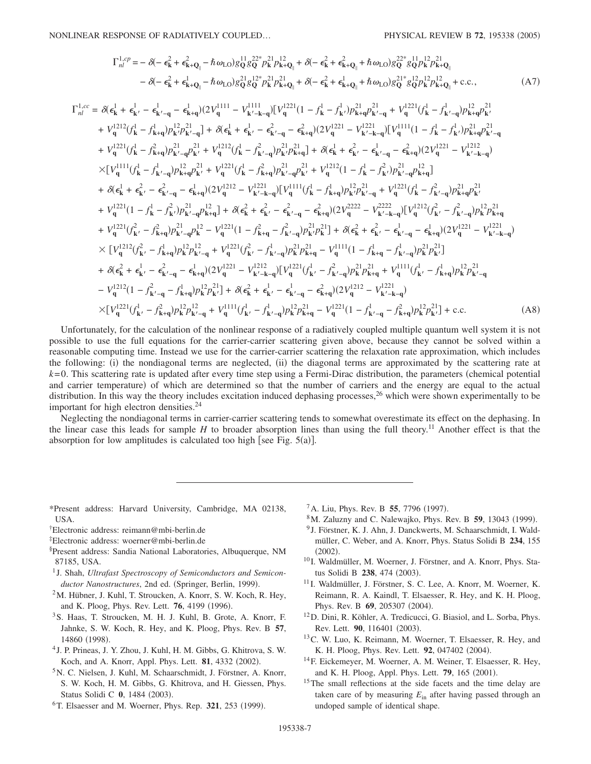$$
\begin{aligned}
\Gamma_{nl}^{1,cp} = &- \delta(-\epsilon_{\mathbf{k}}^{2} + \epsilon_{\mathbf{k}+\mathbf{Q}_{\parallel}}^{2} - \hbar\omega_{\mathrm{LO}}) g_{\mathbf{Q}}^{11} g_{\mathbf{Q}}^{22*} p_{\mathbf{k}}^{21} p_{\mathbf{k}+\mathbf{Q}_{\parallel}}^{12} + \delta(-\epsilon_{\mathbf{k}}^{2} + \epsilon_{\mathbf{k}+\mathbf{Q}_{\parallel}}^{2} + \hbar\omega_{\mathrm{LO}}) g_{\mathbf{Q}}^{22*} g_{\mathbf{Q}}^{11} p_{\mathbf{k}}^{12} p_{\mathbf{k}+\mathbf{Q}_{\parallel}}^{21} \\
&- \delta(-\epsilon_{\mathbf{k}}^{2} + \epsilon_{\mathbf{k}+\mathbf{Q}_{\parallel}}^{1} - \hbar\omega_{\mathrm{LO}}) g_{\mathbf{Q}}^{21} g_{\mathbf{Q}}^{12*} p_{\mathbf{k}}^{21} p_{\mathbf{k}+\mathbf{Q}_{\parallel}}^{21} + \delta(-\epsilon_{\mathbf{k}}^{2} + \epsilon_{\mathbf{k}+\mathbf{Q}_{\parallel}}^{1} + \hbar\omega_{\mathrm{LO}}) g_{\mathbf{Q}}^{21*} g_{\mathbf{Q}}^{12} p_{\mathbf{k}}^{12} p_{\mathbf{k}+\mathbf{Q}_{\parallel}}^{12} + \text{c.c.},
\end{aligned}
\tag{A7}
$$

$$
\begin{aligned}
\Gamma_{nl}^{1,cc} = &\ \delta(\epsilon_{\mathbf{k}}^{1} + \epsilon_{\mathbf{k}'}^{1} - \epsilon_{\mathbf{k}'-\mathbf{q}}^{1} - \epsilon_{\mathbf{k}+\mathbf{q}}^{1})(2V_{\mathbf{q}}^{1111} - V_{\mathbf{k}'-\mathbf{k}-\mathbf{q}}^{1111})[V_{\mathbf{q}}^{1221}(1 - f_{\mathbf{k}}^{1} - f_{\mathbf{k}'}^{1}) p_{\mathbf{k}+\mathbf{q}}^{21} p_{\mathbf{k}'-\mathbf{q}}^{21} + V_{\mathbf{q}}^{1221}(f_{\mathbf{k}}^{1} - f_{\mathbf{k}'-\mathbf{q}}^{1}) p_{\mathbf{k}+\mathbf{q}}^{12} p_{\mathbf{k}'}^{21} \\
&+ V_{\mathbf{q}}^{1212}(f_{\mathbf{k}}^{1} - f_{\mathbf{k}+\mathbf{q}}^{1}) p_{\mathbf{k}'}^{12} p_{\mathbf{k}'-\mathbf{q}}^{21}] + \delta(\epsilon_{\mathbf{k}}^{1} + \epsilon_{\mathbf{k}'}^{1} - \epsilon_{\mathbf{k}'-\mathbf{q}}^{2} - \epsilon_{\mathbf{k}+\mathbf{q}}^{2})(2V_{\mathbf{q}}^{1221} - V_{\mathbf{k}'-\mathbf{k}-\mathbf{q}}^{1221})[V_{\mathbf{q}}^{1111}(1 - f_{\mathbf{k}}^{1} - f_{\mathbf{k}'}^{1}) p_{\mathbf{k}+\mathbf{q}}^{21} p_{\mathbf{k}'-\mathbf{q}}^{21} \\
&+ V_{\mathbf{q}}^{1221}(f_{\mathbf{k}}^{1} - f_{\mathbf{k}+\mathbf{q}}^{2}) p_{\mathbf{k}'-\mathbf{q}}^{21} p_{\mathbf{k}'}^{12} + V_{\mathbf{q}}^{1212}(f_{\mathbf{k}}^{1} - f_{\mathbf{k}'-\mathbf{q}}^{2}) p_{\mathbf{k}'}^{21} p_{\mathbf{k}+\mathbf{q}}^{21}] + \delta(\epsilon_{\mathbf{k}}^{1} + \epsilon_{\mathbf{k}'}^{2} - \epsilon_{\mathbf{k}'-\mathbf{q}}^{1} - \epsilon_{\mathbf{k}+\mathbf{q}}^{2})(2V_{\mathbf{q}}^{1221} - V_{\mathbf{k}'-\mathbf{k}-\mathbf{q}}^{1212}) \\
&\times [V_{\mathbf{q}}^{1111}(f_{\mathbf{k}}^{1} - f_{\mathbf{k}'-\mathbf{q}}^{1}) p_{\mathbf{k}+\mathbf{q}}^{12} p_{\mathbf{k}'}^{21} + V_{\mathbf{q}}^{1221}(f_{\mathbf{k}}^{1} - f_{\mathbf{k}+\mathbf{q}}^{2}) p_{\mathbf{k}'-\mathbf{q}}^{21} p_{\mathbf{k}'}^{21} + V_{\mathbf{q}}^{1212}(1 - f_{\mathbf{k}}^{1} - f_{\mathbf{k}'}^{2}) p_{\mathbf{k}'-\mathbf{q}}^{21} p_{\mathbf{k}+\mathbf{q}}^{12}] \\
&+ \delta(\epsilon_{\mathbf{k}}^{1} + \epsilon_{\mathbf{k}'}^{2} - \epsilon_{\mathbf{k}'-\mathbf{q}}^{2} - \epsilon_{\mathbf{k}+\mathbf{q}}^{1})(2V_{\mathbf{q}}^{1212} - V_{\mathbf{k}'-\mathbf{k}-\mathbf{q}}^{1221})[V_{\mathbf{q}}^{1111}(f_{\mathbf{k}}^{1} - f_{\mathbf{k}+\mathbf{q}}^{1}) p_{\mathbf{k}'}^{12} p_{\mathbf{k}'-\mathbf{q}}^{21} + V_{\mathbf{q}}^{1221}(f_{\mathbf{k}}^{1} - f_{\mathbf{k}'-\mathbf{q}}^{2}) p_{\mathbf{k}+\mathbf{q}}^{21} p_{\mathbf{k}'}^{21} \\
&+ V_{\mathbf{q}}^{1221}(1 - f_{\mathbf{k}}^{1} - f_{\mathbf{k}'}^{2}) p_{\mathbf{k}'-\mathbf{q}}^{21} p_{\mathbf{k}+\mathbf{q}}^{12}] + \delta(\epsilon_{\mathbf{k}}^{2} + \epsilon_{\mathbf{k}'}^{2} - \epsilon_{\mathbf{k}'-\mathbf{q}}^{2} - \epsilon_{\mathbf{k}+\mathbf{q}}^{2})(2V_{\mathbf{q}}^{2222} - V_{\mathbf{k}'-\mathbf{k}-\mathbf{q}}^{2222})[V_{\mathbf{q}}^{1212}(f_{\mathbf{k}'}^{2} - f_{\mathbf{k}'-\mathbf{q}}^{2}) p_{\mathbf{k}}^{12} p_{\mathbf{k}+\mathbf{q}}^{21} \\
&+ V_{\mathbf{q}}^{1221}(f_{\mathbf{k}'}^{2} - f_{\mathbf{k}+\mathbf{q}}^{2}) p_{\mathbf{k}'-\mathbf{q}}^{21} p_{\mathbf{k}}^{12} - V_{\mathbf{q}}^{1221}(1 - f_{\mathbf{k}+\mathbf{q}}^{2} - f_{\mathbf{k}'-\mathbf{q}}^{2}) p_{\mathbf{k}'}^{21} p_{\mathbf{k}}^{21}] + \delta(\epsilon_{\mathbf{k}}^{2} + \epsilon_{\mathbf{k}'}^{2} - \epsilon_{\mathbf{k}'-\mathbf{q}}^{1} - \epsilon_{\mathbf{k}+\mathbf{q}}^{1})(2V_{\mathbf{q}}^{1221} - V_{\mathbf{k}'-\mathbf{k}-\mathbf{q}}^{1221}) \\
&\times [V_{\mathbf{q}}^{1212}(f_{\mathbf{k}'}^{2} - f_{\mathbf{k}+\mathbf{q}}^{1}) p_{\mathbf{k}}^{12} p_{\mathbf{k}'-\mathbf{q}}^{12} + V_{\mathbf{q}}^{1221}(f_{\mathbf{k}'}^{2} - f_{\mathbf{k}'-\mathbf{q}}^{1}) p_{\mathbf{k}}^{21} p_{\mathbf{k}+\mathbf{q}}^{12} - V_{\mathbf{q}}^{1111}(1 - f_{\mathbf{k}+\mathbf{q}}^{1} - f_{\mathbf{k}'-\mathbf{q}}^{1}) p_{\mathbf{k}}^{21} p_{\mathbf{k}'}^{21}] \\
&+ \delta(\epsilon_{\mathbf{k}}^{2} + \epsilon_{\mathbf{k}'}^{1} - \epsilon_{\mathbf{k}'-\mathbf{q}}^{2} - \epsilon_{\mathbf{k}+\mathbf{q}}^{1})(2V_{\mathbf{q}}^{1221} - V_{\mathbf{k}'-\mathbf{k}-\mathbf{q}}^{1212})[V_{\mathbf{q}}^{1221}(f_{\mathbf{k}'}^{1} - f_{\mathbf{k}'-\mathbf{q}}^{2}) p_{\mathbf{k}}^{21} p_{\mathbf{k}+\mathbf{q}}^{21} + V_{\mathbf{q}}^{1111}(f_{\mathbf{k}'}^{1} - f_{\mathbf{k}+\mathbf{q}}^{1}) p_{\mathbf{k}}^{12} p_{\mathbf{k}'-\mathbf{q}}^{21} \\
&- V_{\mathbf{q}}^{1212}(1 - f_{\mathbf{k}'-\mathbf{q}}^{2} - f_{\mathbf{k}+\mathbf{q}}^{1}) p_{\mathbf{k}}^{12} p_{\mathbf{k}'}^{21}] + \delta(\epsilon_{\mathbf{k}}^{2} + \epsilon_{\mathbf{k}'}^{1} - \epsilon_{\mathbf{k}'-\mathbf{q}}^{1} - \epsilon_{\mathbf{k}+\mathbf{q}}^{2})(2V_{\mathbf{q}}^{1212} - V_{\mathbf{k}'-\mathbf{k}-\mathbf{q}}^{1221}) \\
&\times [V_{\mathbf{q}}^{1221}(f_{\mathbf{k}'}^{1} - f_{\mathbf{k}+\mathbf{q}}^{2}) p_{\mathbf{k}}^{12} p_{\mathbf{k}'-\mathbf{q}}^{12} + V_{\mathbf{q}}^{1111}(f_{\mathbf{k}'}^{1} - f_{\mathbf{k}'-\mathbf{q}}^{1}) p_{\mathbf{k}}^{12} p_{\mathbf{k}+\mathbf{q}}^{21} - V_{\mathbf{q}}^{1221}(1 - f_{\mathbf{k}'-\mathbf{q}}^{1} - f_{\mathbf{k}+\mathbf{q}}^{2}) p_{\mathbf{k}}^{12} p_{\mathbf{k}'}^{21}] + \text{c.c.}
\end{aligned}
\tag{A8}
$$

Unfortunately, for the calculation of the nonlinear response of a radiatively coupled multiple quantum well system it is not possible to use the full equations for the carrier-carrier scattering given above, because they cannot be solved within a reasonable computing time. Instead we use for the carrier-carrier scattering the relaxation rate approximation, which includes the following: (i) the nondiagonal terms are neglected, (ii) the diagonal terms are approximated by the scattering rate at $k=0$. This scattering rate is updated after every time step using a Fermi-Dirac distribution, the parameters (chemical potential and carrier temperature) of which are determined so that the number of carriers and the energy are equal to the actual distribution. In this way the theory includes excitation induced dephasing processes,[26] which were shown experimentally to be important for high electron densities.[24]

Neglecting the nondiagonal terms in carrier-carrier scattering tends to somewhat overestimate its effect on the dephasing. In the linear case this leads for sample $H$ to broader absorption lines than using the full theory.[11] Another effect is that the absorption for low amplitudes is calculated too high [see Fig. 5(a)].

---

*Present address: Harvard University, Cambridge, MA 02138, USA.

†Electronic address: reimann@mbi-berlin.de

‡Electronic address: woerner@mbi-berlin.de

§Present address: Sandia National Laboratories, Albuquerque, NM 87185, USA.

[1] J. Shah, *Ultrafast Spectroscopy of Semiconductors and Semiconductor Nanostructures*, 2nd ed. (Springer, Berlin, 1999).

[2] M. Hübner, J. Kuhl, T. Stroucken, A. Knorr, S. W. Koch, R. Hey, and K. Ploog, Phys. Rev. Lett. **76**, 4199 (1996).

[3] S. Haas, T. Stroucken, M. H. J. Kuhl, B. Grote, A. Knorr, F. Jahnke, S. W. Koch, R. Hey, and K. Ploog, Phys. Rev. B **57**, 14860 (1998).

[4] J. P. Prineas, J. Y. Zhou, J. Kuhl, H. M. Gibbs, G. Khitrova, S. W. Koch, and A. Knorr, Appl. Phys. Lett. **81**, 4332 (2002).

[5] N. C. Nielsen, J. Kuhl, M. Schaarschmidt, J. Förstner, A. Knorr, S. W. Koch, H. M. Gibbs, G. Khitrova, and H. Giessen, Phys. Status Solidi C **0**, 1484 (2003).

[6] T. Elsaesser and M. Woerner, Phys. Rep. **321**, 253 (1999).

[7] A. Liu, Phys. Rev. B **55**, 7796 (1997).

[8] M. Zaluzny and C. Nalewajko, Phys. Rev. B **59**, 13043 (1999).

[9] J. Förstner, K. J. Ahn, J. Danckwerts, M. Schaarschmidt, I. Waldmüller, C. Weber, and A. Knorr, Phys. Status Solidi B **234**, 155 (2002).

[10] I. Waldmüller, M. Woerner, J. Förstner, and A. Knorr, Phys. Status Solidi B **238**, 474 (2003).

[11] I. Waldmüller, J. Förstner, S. C. Lee, A. Knorr, M. Woerner, K. Reimann, R. A. Kaindl, T. Elsaesser, R. Hey, and K. H. Ploog, Phys. Rev. B **69**, 205307 (2004).

[12] D. Dini, R. Köhler, A. Tredicucci, G. Biasiol, and L. Sorba, Phys. Rev. Lett. **90**, 116401 (2003).

[13] C. W. Luo, K. Reimann, M. Woerner, T. Elsaesser, R. Hey, and K. H. Ploog, Phys. Rev. Lett. **92**, 047402 (2004).

[14] F. Eickemeyer, M. Woerner, A. M. Weiner, T. Elsaesser, R. Hey, and K. H. Ploog, Appl. Phys. Lett. **79**, 165 (2001).

[15] The small reflections at the side facets and the time delay are taken care of by measuring $E_{\mathrm{in}}$ after having passed through an undoped sample of identical shape.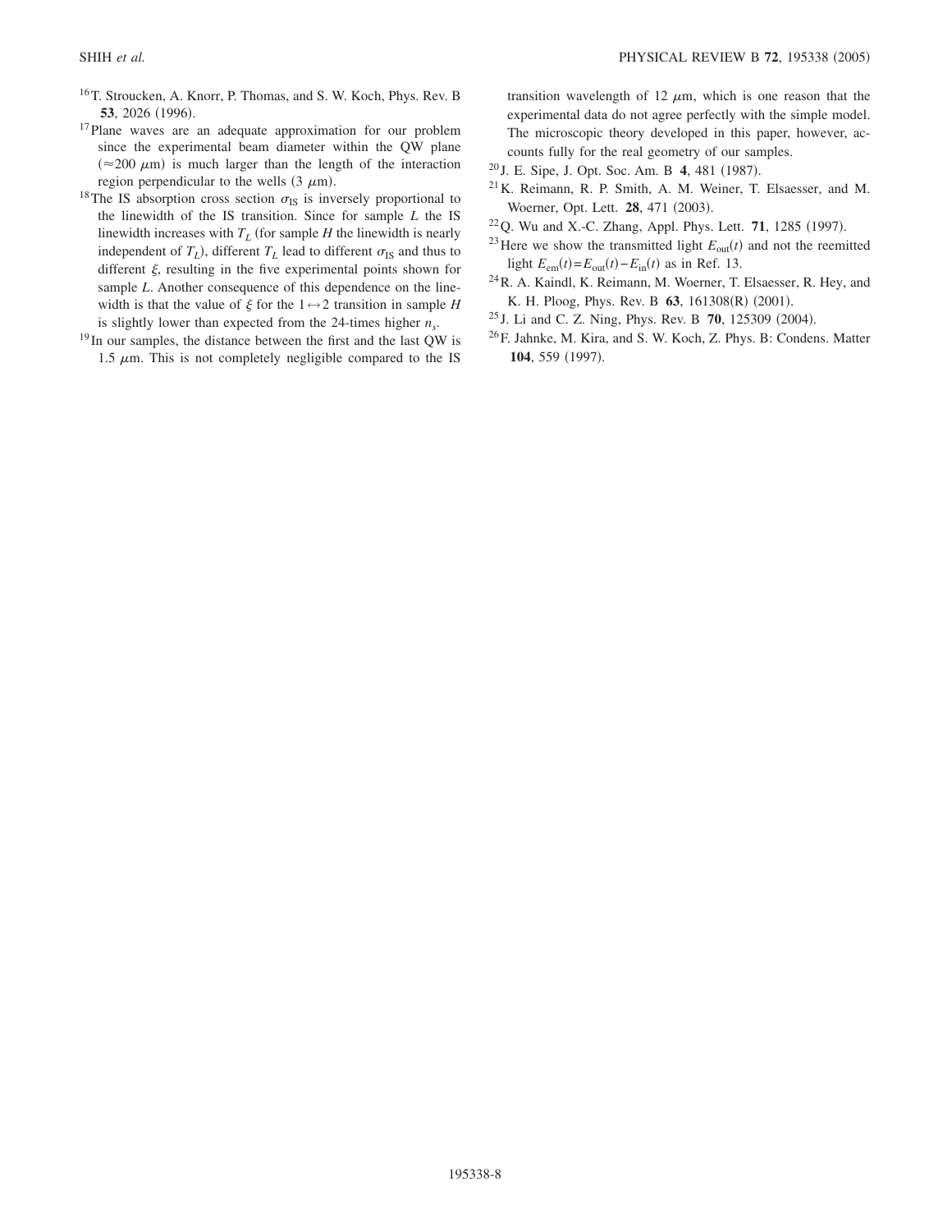[16] T. Stroucken, A. Knorr, P. Thomas, and S. W. Koch, Phys. Rev. B **53**, 2026 (1996).

[17] Plane waves are an adequate approximation for our problem since the experimental beam diameter within the QW plane ($\approx$200 $\mu$m) is much larger than the length of the interaction region perpendicular to the wells (3 $\mu$m).

[18] The IS absorption cross section $\sigma_{\rm IS}$ is inversely proportional to the linewidth of the IS transition. Since for sample $L$ the IS linewidth increases with $T_L$ (for sample $H$ the linewidth is nearly independent of $T_L$), different $T_L$ lead to different $\sigma_{\rm IS}$ and thus to different $\xi$, resulting in the five experimental points shown for sample $L$. Another consequence of this dependence on the linewidth is that the value of $\xi$ for the $1 \leftrightarrow 2$ transition in sample $H$ is slightly lower than expected from the 24-times higher $n_s$.

[19] In our samples, the distance between the first and the last QW is 1.5 $\mu$m. This is not completely negligible compared to the IS transition wavelength of 12 $\mu$m, which is one reason that the experimental data do not agree perfectly with the simple model. The microscopic theory developed in this paper, however, accounts fully for the real geometry of our samples.

[20] J. E. Sipe, J. Opt. Soc. Am. B **4**, 481 (1987).

[21] K. Reimann, R. P. Smith, A. M. Weiner, T. Elsaesser, and M. Woerner, Opt. Lett. **28**, 471 (2003).

[22] Q. Wu and X.-C. Zhang, Appl. Phys. Lett. **71**, 1285 (1997).

[23] Here we show the transmitted light $E_{\rm out}(t)$ and not the reemitted light $E_{\rm em}(t)=E_{\rm out}(t)-E_{\rm in}(t)$ as in Ref. 13.

[24] R. A. Kaindl, K. Reimann, M. Woerner, T. Elsaesser, R. Hey, and K. H. Ploog, Phys. Rev. B **63**, 161308(R) (2001).

[25] J. Li and C. Z. Ning, Phys. Rev. B **70**, 125309 (2004).

[26] F. Jahnke, M. Kira, and S. W. Koch, Z. Phys. B: Condens. Matter **104**, 559 (1997).